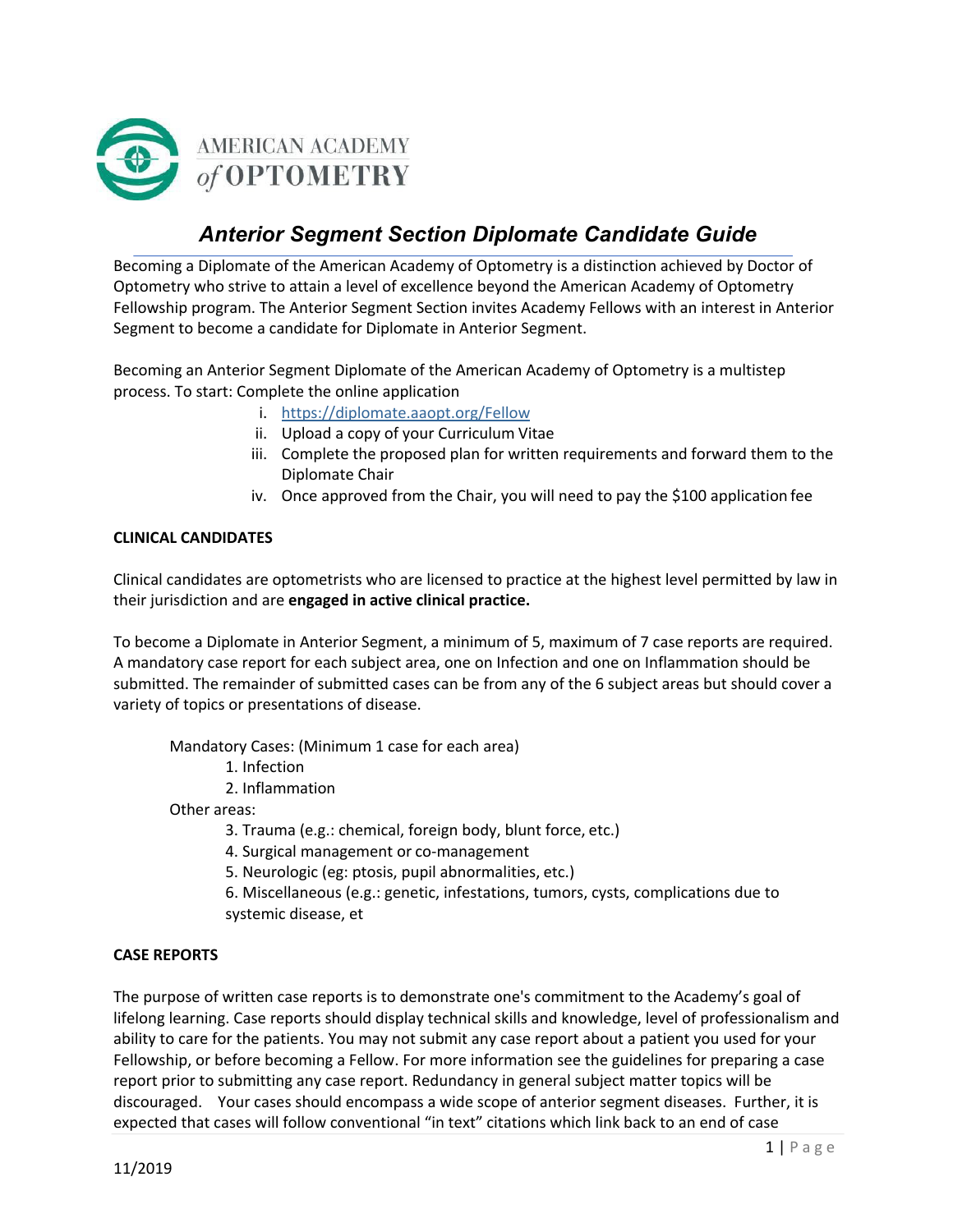AMERICAN ACADEMY *of* OPTOMETRY

# *Anterior Segment Section Diplomate Candidate Guide*

Becoming a Diplomate of the American Academy of Optometry is a distinction achieved by Doctor of Optometry who strive to attain a level of excellence beyond the American Academy of Optometry Fellowship program. The Anterior Segment Section invites Academy Fellows with an interest in Anterior Segment to become a candidate for Diplomate in Anterior Segment.

Becoming an Anterior Segment Diplomate of the American Academy of Optometry is a multistep process. To start: Complete the online application

i. https://diplomate.aaopt.org/Fellow
ii. Upload a copy of your Curriculum Vitae
iii. Complete the proposed plan for written requirements and forward them to the Diplomate Chair
iv. Once approved from the Chair, you will need to pay the $100 application fee

**CLINICAL CANDIDATES**

Clinical candidates are optometrists who are licensed to practice at the highest level permitted by law in their jurisdiction and are **engaged in active clinical practice.**

To become a Diplomate in Anterior Segment, a minimum of 5, maximum of 7 case reports are required. A mandatory case report for each subject area, one on Infection and one on Inflammation should be submitted. The remainder of submitted cases can be from any of the 6 subject areas but should cover a variety of topics or presentations of disease.

Mandatory Cases: (Minimum 1 case for each area)

1. Infection
2. Inflammation

Other areas:

3. Trauma (e.g.: chemical, foreign body, blunt force, etc.)
4. Surgical management or co-management
5. Neurologic (eg: ptosis, pupil abnormalities, etc.)
6. Miscellaneous (e.g.: genetic, infestations, tumors, cysts, complications due to systemic disease, et

**CASE REPORTS**

The purpose of written case reports is to demonstrate one's commitment to the Academy's goal of lifelong learning. Case reports should display technical skills and knowledge, level of professionalism and ability to care for the patients. You may not submit any case report about a patient you used for your Fellowship, or before becoming a Fellow. For more information see the guidelines for preparing a case report prior to submitting any case report. Redundancy in general subject matter topics will be discouraged. Your cases should encompass a wide scope of anterior segment diseases. Further, it is expected that cases will follow conventional "in text" citations which link back to an end of case

11/2019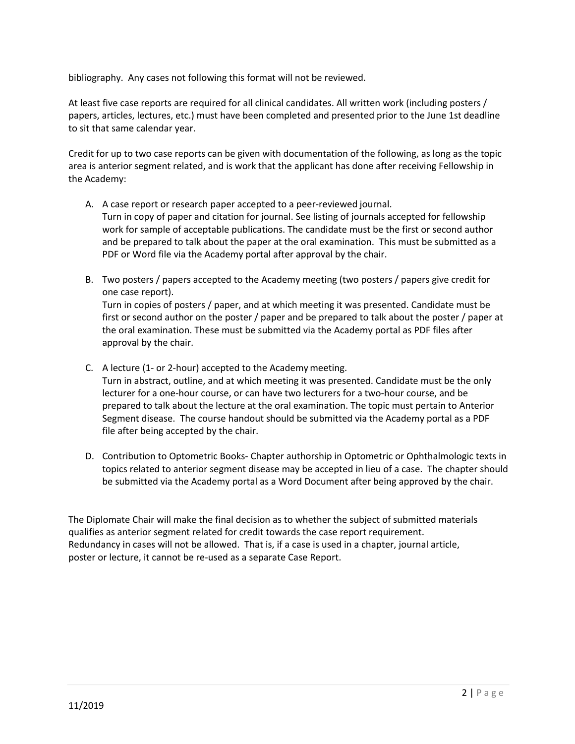bibliography. Any cases not following this format will not be reviewed.

At least five case reports are required for all clinical candidates. All written work (including posters / papers, articles, lectures, etc.) must have been completed and presented prior to the June 1st deadline to sit that same calendar year.

Credit for up to two case reports can be given with documentation of the following, as long as the topic area is anterior segment related, and is work that the applicant has done after receiving Fellowship in the Academy:

A. A case report or research paper accepted to a peer-reviewed journal.
   Turn in copy of paper and citation for journal. See listing of journals accepted for fellowship work for sample of acceptable publications. The candidate must be the first or second author and be prepared to talk about the paper at the oral examination. This must be submitted as a PDF or Word file via the Academy portal after approval by the chair.

B. Two posters / papers accepted to the Academy meeting (two posters / papers give credit for one case report).
   Turn in copies of posters / paper, and at which meeting it was presented. Candidate must be first or second author on the poster / paper and be prepared to talk about the poster / paper at the oral examination. These must be submitted via the Academy portal as PDF files after approval by the chair.

C. A lecture (1- or 2-hour) accepted to the Academy meeting.
   Turn in abstract, outline, and at which meeting it was presented. Candidate must be the only lecturer for a one-hour course, or can have two lecturers for a two-hour course, and be prepared to talk about the lecture at the oral examination. The topic must pertain to Anterior Segment disease. The course handout should be submitted via the Academy portal as a PDF file after being accepted by the chair.

D. Contribution to Optometric Books- Chapter authorship in Optometric or Ophthalmologic texts in topics related to anterior segment disease may be accepted in lieu of a case. The chapter should be submitted via the Academy portal as a Word Document after being approved by the chair.

The Diplomate Chair will make the final decision as to whether the subject of submitted materials qualifies as anterior segment related for credit towards the case report requirement. Redundancy in cases will not be allowed. That is, if a case is used in a chapter, journal article, poster or lecture, it cannot be re-used as a separate Case Report.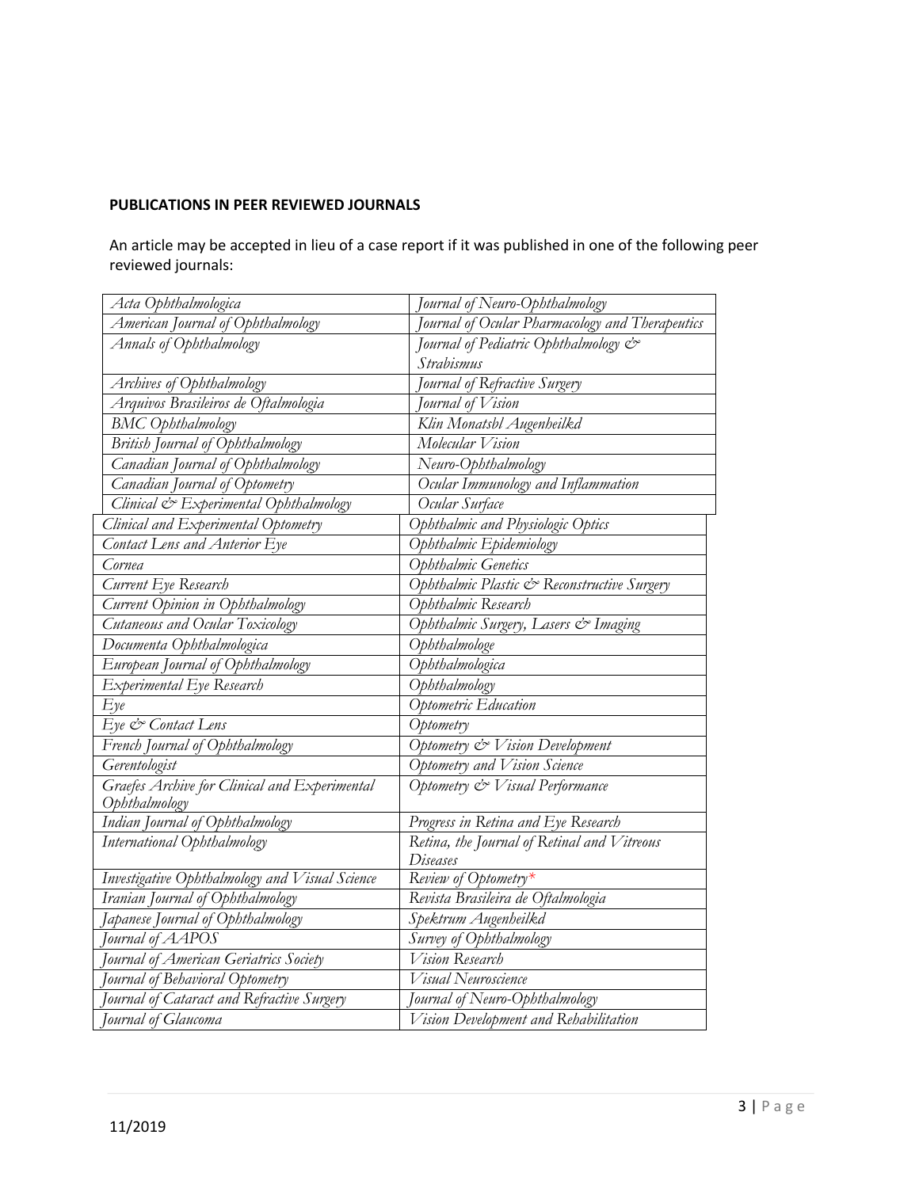**PUBLICATIONS IN PEER REVIEWED JOURNALS**

An article may be accepted in lieu of a case report if it was published in one of the following peer reviewed journals:

| | |
|---|---|
| *Acta Ophthalmologica* | *Journal of Neuro-Ophthalmology* |
| *American Journal of Ophthalmology* | *Journal of Ocular Pharmacology and Therapeutics* |
| *Annals of Ophthalmology* | *Journal of Pediatric Ophthalmology & Strabismus* |
| *Archives of Ophthalmology* | *Journal of Refractive Surgery* |
| *Arquivos Brasileiros de Oftalmologia* | *Journal of Vision* |
| *BMC Ophthalmology* | *Klin Monatsbl Augenheilkd* |
| *British Journal of Ophthalmology* | *Molecular Vision* |
| *Canadian Journal of Ophthalmology* | *Neuro-Ophthalmology* |
| *Canadian Journal of Optometry* | *Ocular Immunology and Inflammation* |
| *Clinical & Experimental Ophthalmology* | *Ocular Surface* |
| *Clinical and Experimental Optometry* | *Ophthalmic and Physiologic Optics* |
| *Contact Lens and Anterior Eye* | *Ophthalmic Epidemiology* |
| *Cornea* | *Ophthalmic Genetics* |
| *Current Eye Research* | *Ophthalmic Plastic & Reconstructive Surgery* |
| *Current Opinion in Ophthalmology* | *Ophthalmic Research* |
| *Cutaneous and Ocular Toxicology* | *Ophthalmic Surgery, Lasers & Imaging* |
| *Documenta Ophthalmologica* | *Ophthalmologe* |
| *European Journal of Ophthalmology* | *Ophthalmologica* |
| *Experimental Eye Research* | *Ophthalmology* |
| *Eye* | *Optometric Education* |
| *Eye & Contact Lens* | *Optometry* |
| *French Journal of Ophthalmology* | *Optometry & Vision Development* |
| *Gerentologist* | *Optometry and Vision Science* |
| *Graefes Archive for Clinical and Experimental Ophthalmology* | *Optometry & Visual Performance* |
| *Indian Journal of Ophthalmology* | *Progress in Retina and Eye Research* |
| *International Ophthalmology* | *Retina, the Journal of Retinal and Vitreous Diseases* |
| *Investigative Ophthalmology and Visual Science* | *Review of Optometry** |
| *Iranian Journal of Ophthalmology* | *Revista Brasileira de Oftalmologia* |
| *Japanese Journal of Ophthalmology* | *Spektrum Augenheilkd* |
| *Journal of AAPOS* | *Survey of Ophthalmology* |
| *Journal of American Geriatrics Society* | *Vision Research* |
| *Journal of Behavioral Optometry* | *Visual Neuroscience* |
| *Journal of Cataract and Refractive Surgery* | *Journal of Neuro-Ophthalmology* |
| *Journal of Glaucoma* | *Vision Development and Rehabilitation* |

11/2019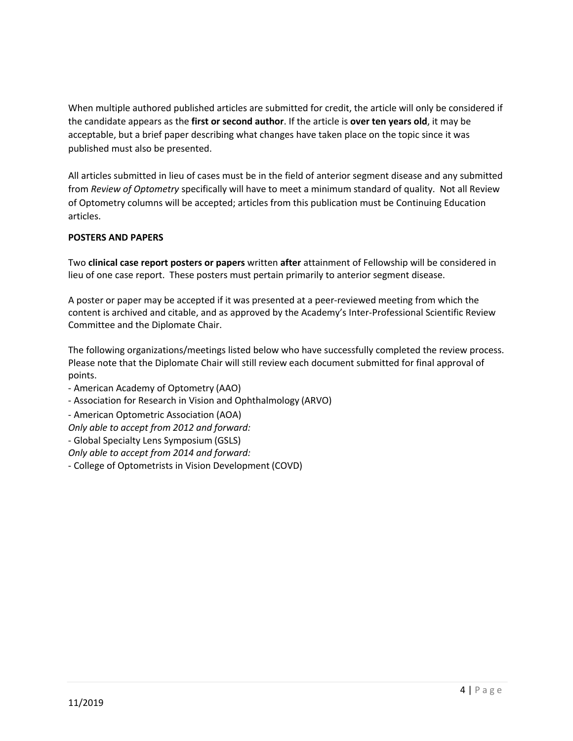When multiple authored published articles are submitted for credit, the article will only be considered if the candidate appears as the **first or second author**. If the article is **over ten years old**, it may be acceptable, but a brief paper describing what changes have taken place on the topic since it was published must also be presented.

All articles submitted in lieu of cases must be in the field of anterior segment disease and any submitted from *Review of Optometry* specifically will have to meet a minimum standard of quality. Not all Review of Optometry columns will be accepted; articles from this publication must be Continuing Education articles.

**POSTERS AND PAPERS**

Two **clinical case report posters or papers** written **after** attainment of Fellowship will be considered in lieu of one case report. These posters must pertain primarily to anterior segment disease.

A poster or paper may be accepted if it was presented at a peer-reviewed meeting from which the content is archived and citable, and as approved by the Academy's Inter-Professional Scientific Review Committee and the Diplomate Chair.

The following organizations/meetings listed below who have successfully completed the review process. Please note that the Diplomate Chair will still review each document submitted for final approval of points.

- American Academy of Optometry (AAO)
- Association for Research in Vision and Ophthalmology (ARVO)
- American Optometric Association (AOA)

*Only able to accept from 2012 and forward:*

- Global Specialty Lens Symposium (GSLS)

*Only able to accept from 2014 and forward:*

- College of Optometrists in Vision Development (COVD)

11/2019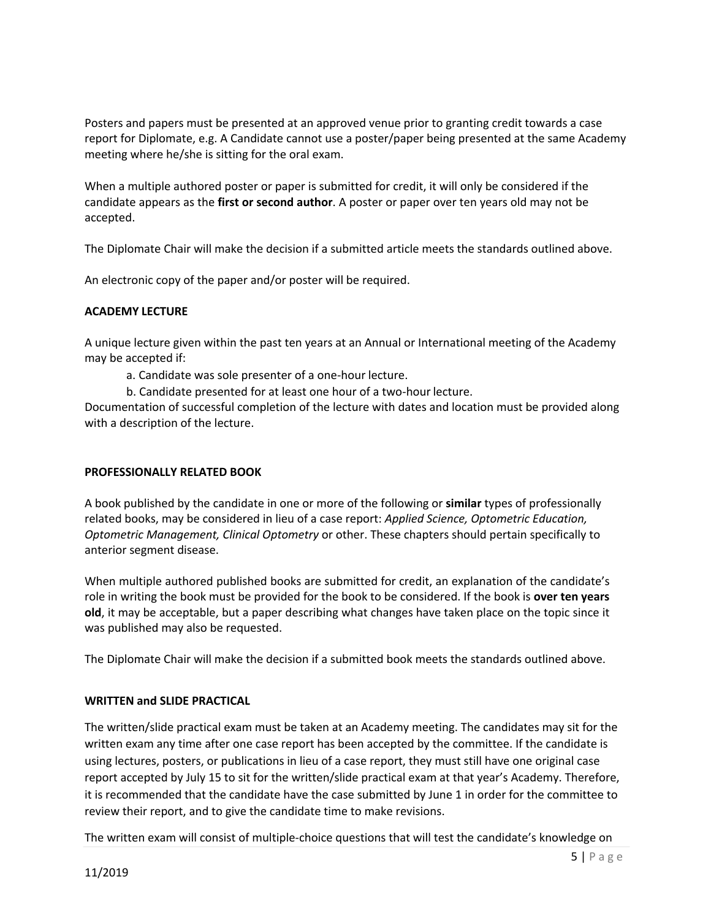Posters and papers must be presented at an approved venue prior to granting credit towards a case report for Diplomate, e.g. A Candidate cannot use a poster/paper being presented at the same Academy meeting where he/she is sitting for the oral exam.

When a multiple authored poster or paper is submitted for credit, it will only be considered if the candidate appears as the **first or second author**. A poster or paper over ten years old may not be accepted.

The Diplomate Chair will make the decision if a submitted article meets the standards outlined above.

An electronic copy of the paper and/or poster will be required.

**ACADEMY LECTURE**

A unique lecture given within the past ten years at an Annual or International meeting of the Academy may be accepted if:

a. Candidate was sole presenter of a one-hour lecture.
b. Candidate presented for at least one hour of a two-hour lecture.

Documentation of successful completion of the lecture with dates and location must be provided along with a description of the lecture.

**PROFESSIONALLY RELATED BOOK**

A book published by the candidate in one or more of the following or **similar** types of professionally related books, may be considered in lieu of a case report: *Applied Science, Optometric Education, Optometric Management, Clinical Optometry* or other. These chapters should pertain specifically to anterior segment disease.

When multiple authored published books are submitted for credit, an explanation of the candidate's role in writing the book must be provided for the book to be considered. If the book is **over ten years old**, it may be acceptable, but a paper describing what changes have taken place on the topic since it was published may also be requested.

The Diplomate Chair will make the decision if a submitted book meets the standards outlined above.

**WRITTEN and SLIDE PRACTICAL**

The written/slide practical exam must be taken at an Academy meeting. The candidates may sit for the written exam any time after one case report has been accepted by the committee. If the candidate is using lectures, posters, or publications in lieu of a case report, they must still have one original case report accepted by July 15 to sit for the written/slide practical exam at that year's Academy. Therefore, it is recommended that the candidate have the case submitted by June 1 in order for the committee to review their report, and to give the candidate time to make revisions.

The written exam will consist of multiple-choice questions that will test the candidate's knowledge on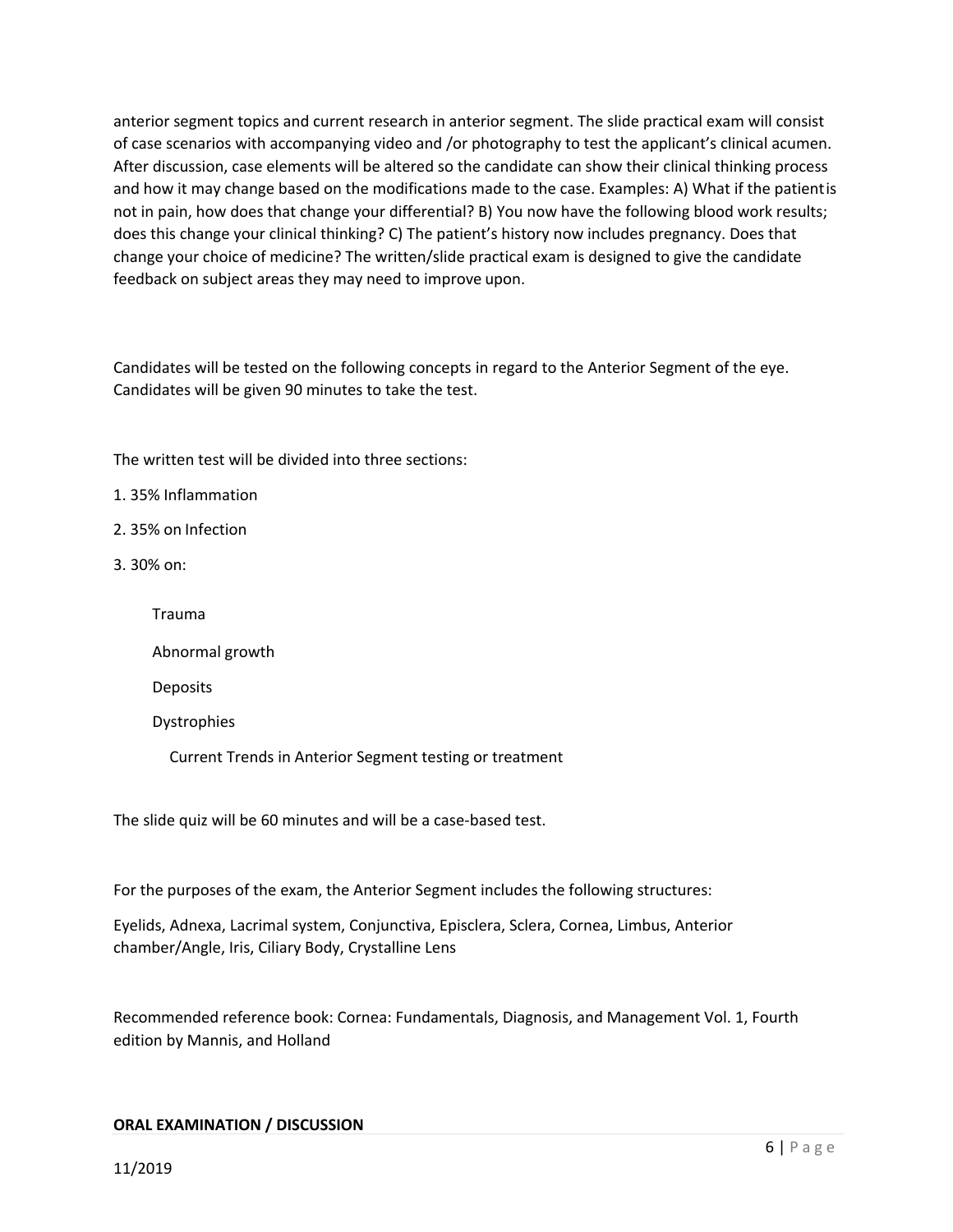anterior segment topics and current research in anterior segment. The slide practical exam will consist of case scenarios with accompanying video and /or photography to test the applicant's clinical acumen. After discussion, case elements will be altered so the candidate can show their clinical thinking process and how it may change based on the modifications made to the case. Examples: A) What if the patient is not in pain, how does that change your differential? B) You now have the following blood work results; does this change your clinical thinking? C) The patient's history now includes pregnancy. Does that change your choice of medicine? The written/slide practical exam is designed to give the candidate feedback on subject areas they may need to improve upon.

Candidates will be tested on the following concepts in regard to the Anterior Segment of the eye. Candidates will be given 90 minutes to take the test.

The written test will be divided into three sections:

1. 35% Inflammation
2. 35% on Infection
3. 30% on:
    - Trauma
    - Abnormal growth
    - Deposits
    - Dystrophies
    - Current Trends in Anterior Segment testing or treatment

The slide quiz will be 60 minutes and will be a case-based test.

For the purposes of the exam, the Anterior Segment includes the following structures:

Eyelids, Adnexa, Lacrimal system, Conjunctiva, Episclera, Sclera, Cornea, Limbus, Anterior chamber/Angle, Iris, Ciliary Body, Crystalline Lens

Recommended reference book: Cornea: Fundamentals, Diagnosis, and Management Vol. 1, Fourth edition by Mannis, and Holland

**ORAL EXAMINATION / DISCUSSION**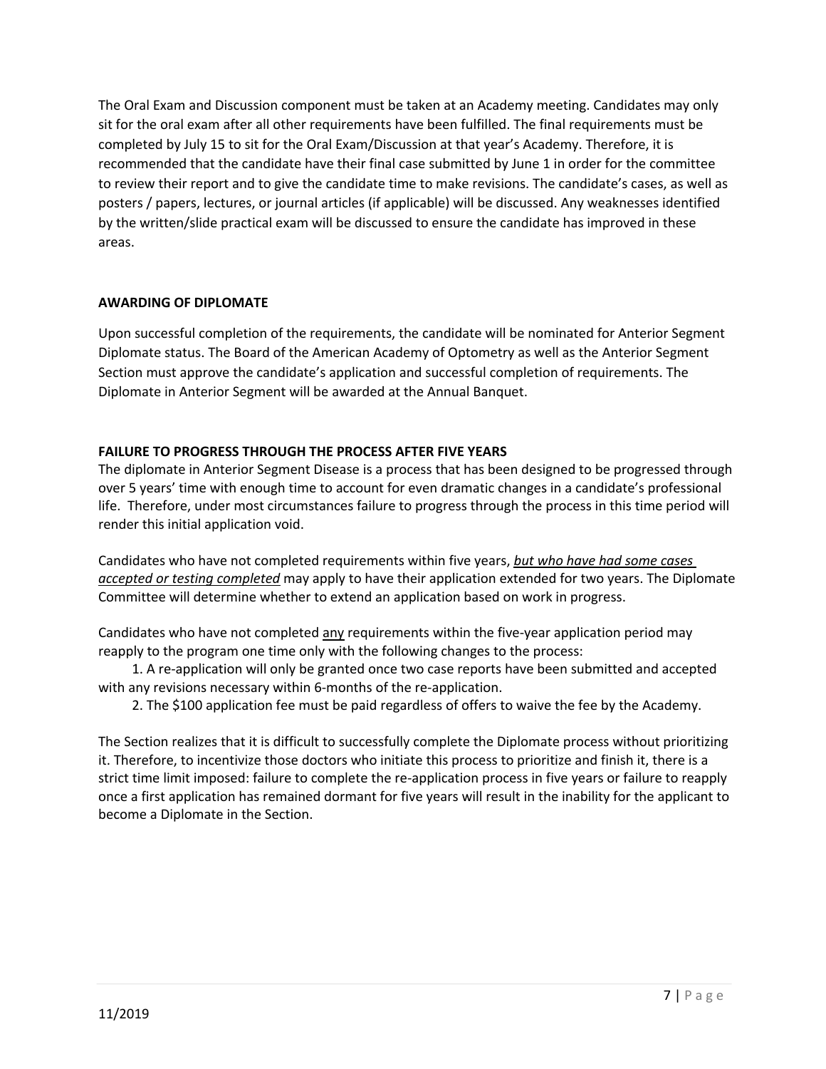The Oral Exam and Discussion component must be taken at an Academy meeting. Candidates may only sit for the oral exam after all other requirements have been fulfilled. The final requirements must be completed by July 15 to sit for the Oral Exam/Discussion at that year's Academy. Therefore, it is recommended that the candidate have their final case submitted by June 1 in order for the committee to review their report and to give the candidate time to make revisions. The candidate's cases, as well as posters / papers, lectures, or journal articles (if applicable) will be discussed. Any weaknesses identified by the written/slide practical exam will be discussed to ensure the candidate has improved in these areas.

## AWARDING OF DIPLOMATE

Upon successful completion of the requirements, the candidate will be nominated for Anterior Segment Diplomate status. The Board of the American Academy of Optometry as well as the Anterior Segment Section must approve the candidate's application and successful completion of requirements. The Diplomate in Anterior Segment will be awarded at the Annual Banquet.

## FAILURE TO PROGRESS THROUGH THE PROCESS AFTER FIVE YEARS

The diplomate in Anterior Segment Disease is a process that has been designed to be progressed through over 5 years' time with enough time to account for even dramatic changes in a candidate's professional life. Therefore, under most circumstances failure to progress through the process in this time period will render this initial application void.

Candidates who have not completed requirements within five years, <u>*but who have had some cases accepted or testing completed*</u> may apply to have their application extended for two years. The Diplomate Committee will determine whether to extend an application based on work in progress.

Candidates who have not completed <u>any</u> requirements within the five-year application period may reapply to the program one time only with the following changes to the process:

1. A re-application will only be granted once two case reports have been submitted and accepted with any revisions necessary within 6-months of the re-application.
2. The $100 application fee must be paid regardless of offers to waive the fee by the Academy.

The Section realizes that it is difficult to successfully complete the Diplomate process without prioritizing it. Therefore, to incentivize those doctors who initiate this process to prioritize and finish it, there is a strict time limit imposed: failure to complete the re-application process in five years or failure to reapply once a first application has remained dormant for five years will result in the inability for the applicant to become a Diplomate in the Section.